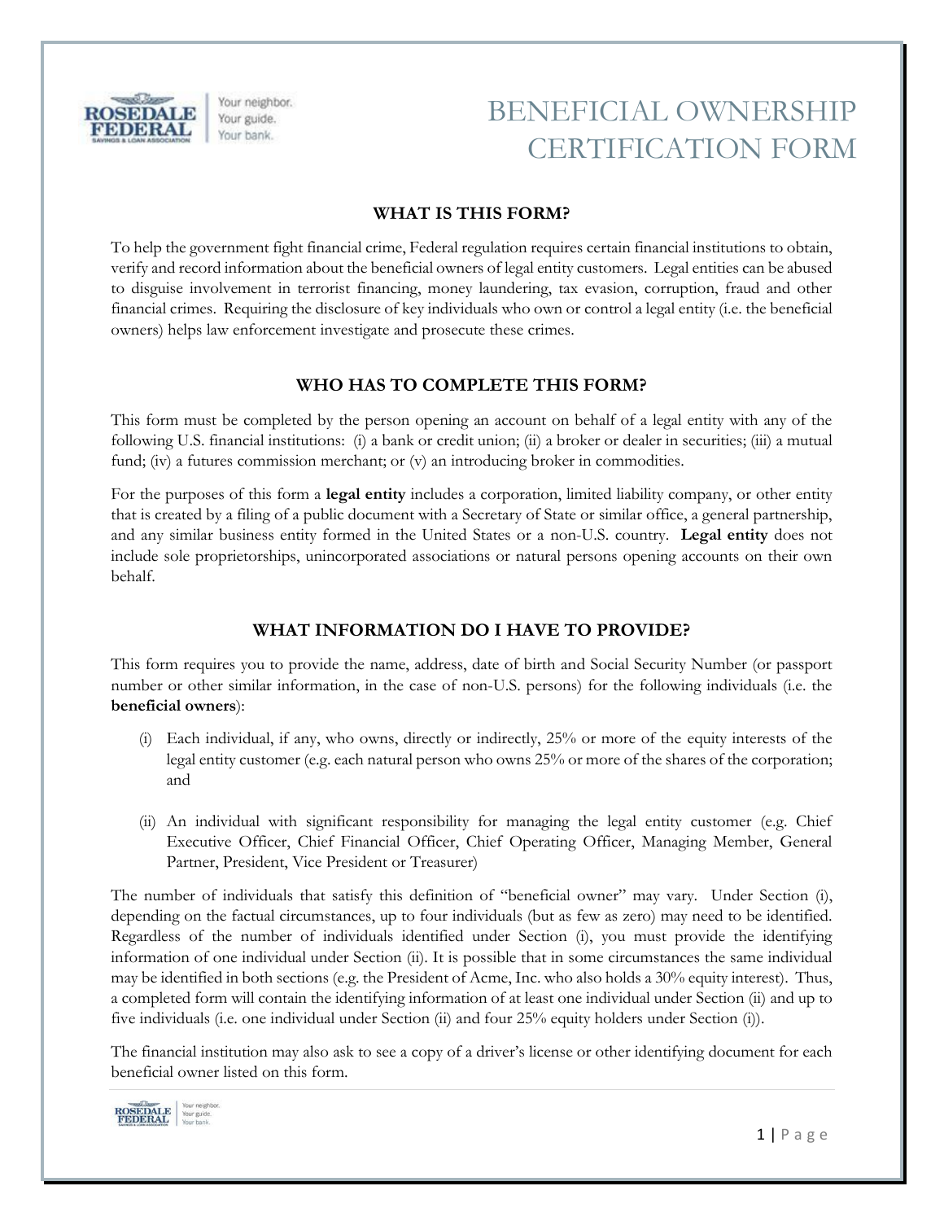# BENEFICIAL OWNERSHIP CERTIFICATION FORM

## WHAT IS THIS FORM?

To help the government fight financial crime, Federal regulation requires certain financial institutions to obtain, verify and record information about the beneficial owners of legal entity customers. Legal entities can be abused to disguise involvement in terrorist financing, money laundering, tax evasion, corruption, fraud and other financial crimes. Requiring the disclosure of key individuals who own or control a legal entity (i.e. the beneficial owners) helps law enforcement investigate and prosecute these crimes.

## WHO HAS TO COMPLETE THIS FORM?

This form must be completed by the person opening an account on behalf of a legal entity with any of the following U.S. financial institutions: (i) a bank or credit union; (ii) a broker or dealer in securities; (iii) a mutual fund; (iv) a futures commission merchant; or (v) an introducing broker in commodities.

For the purposes of this form a **legal entity** includes a corporation, limited liability company, or other entity that is created by a filing of a public document with a Secretary of State or similar office, a general partnership, and any similar business entity formed in the United States or a non-U.S. country. **Legal entity** does not include sole proprietorships, unincorporated associations or natural persons opening accounts on their own behalf.

## WHAT INFORMATION DO I HAVE TO PROVIDE?

This form requires you to provide the name, address, date of birth and Social Security Number (or passport number or other similar information, in the case of non-U.S. persons) for the following individuals (i.e. the **beneficial owners**):

(i) Each individual, if any, who owns, directly or indirectly, 25% or more of the equity interests of the legal entity customer (e.g. each natural person who owns 25% or more of the shares of the corporation; and

(ii) An individual with significant responsibility for managing the legal entity customer (e.g. Chief Executive Officer, Chief Financial Officer, Chief Operating Officer, Managing Member, General Partner, President, Vice President or Treasurer)

The number of individuals that satisfy this definition of "beneficial owner" may vary. Under Section (i), depending on the factual circumstances, up to four individuals (but as few as zero) may need to be identified. Regardless of the number of individuals identified under Section (i), you must provide the identifying information of one individual under Section (ii). It is possible that in some circumstances the same individual may be identified in both sections (e.g. the President of Acme, Inc. who also holds a 30% equity interest). Thus, a completed form will contain the identifying information of at least one individual under Section (ii) and up to five individuals (i.e. one individual under Section (ii) and four 25% equity holders under Section (i)).

The financial institution may also ask to see a copy of a driver's license or other identifying document for each beneficial owner listed on this form.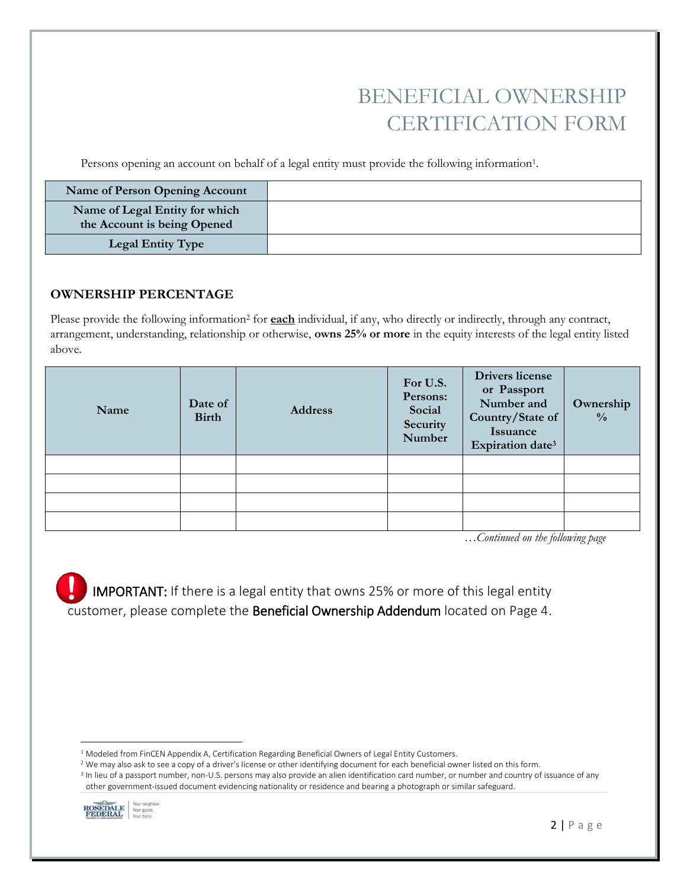# BENEFICIAL OWNERSHIP CERTIFICATION FORM

Persons opening an account on behalf of a legal entity must provide the following information[1].

| **Name of Person Opening Account** | |
|---|---|
| **Name of Legal Entity for which the Account is being Opened** | |
| **Legal Entity Type** | |

## OWNERSHIP PERCENTAGE

Please provide the following information[2] for **each** individual, if any, who directly or indirectly, through any contract, arrangement, understanding, relationship or otherwise, **owns 25% or more** in the equity interests of the legal entity listed above.

| Name | Date of Birth | Address | For U.S. Persons: Social Security Number | Drivers license or Passport Number and Country/State of Issuance Expiration date[3] | Ownership % |
|---|---|---|---|---|---|
| | | | | | |
| | | | | | |
| | | | | | |
| | | | | | |

*…Continued on the following page*

**IMPORTANT:** If there is a legal entity that owns 25% or more of this legal entity customer, please complete the **Beneficial Ownership Addendum** located on Page 4.

[1] Modeled from FinCEN Appendix A, Certification Regarding Beneficial Owners of Legal Entity Customers.

[2] We may also ask to see a copy of a driver's license or other identifying document for each beneficial owner listed on this form.

[3] In lieu of a passport number, non-U.S. persons may also provide an alien identification card number, or number and country of issuance of any other government-issued document evidencing nationality or residence and bearing a photograph or similar safeguard.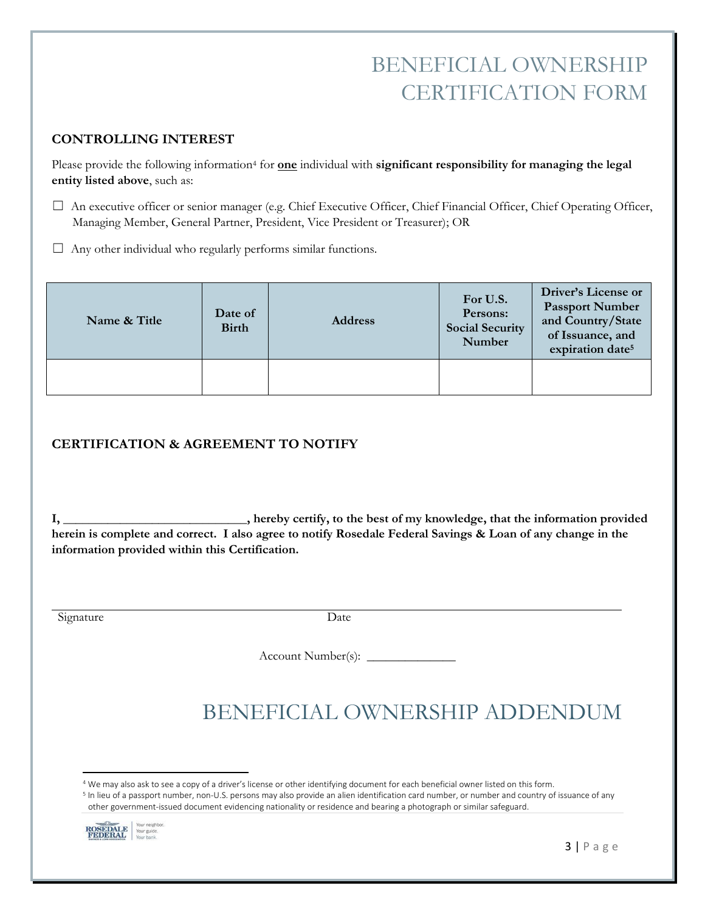# BENEFICIAL OWNERSHIP CERTIFICATION FORM

**CONTROLLING INTEREST**

Please provide the following information[4] for **one** individual with **significant responsibility for managing the legal entity listed above**, such as:

☐ An executive officer or senior manager (e.g. Chief Executive Officer, Chief Financial Officer, Chief Operating Officer, Managing Member, General Partner, President, Vice President or Treasurer); OR

☐ Any other individual who regularly performs similar functions.

| Name & Title | Date of Birth | Address | For U.S. Persons: Social Security Number | Driver's License or Passport Number and Country/State of Issuance, and expiration date[5] |
|---|---|---|---|---|
| | | | | |

**CERTIFICATION & AGREEMENT TO NOTIFY**

**I, ____________________________, hereby certify, to the best of my knowledge, that the information provided herein is complete and correct. I also agree to notify Rosedale Federal Savings & Loan of any change in the information provided within this Certification.**

Signature Date

Account Number(s): ______________

# BENEFICIAL OWNERSHIP ADDENDUM

[4] We may also ask to see a copy of a driver's license or other identifying document for each beneficial owner listed on this form.

[5] In lieu of a passport number, non-U.S. persons may also provide an alien identification card number, or number and country of issuance of any other government-issued document evidencing nationality or residence and bearing a photograph or similar safeguard.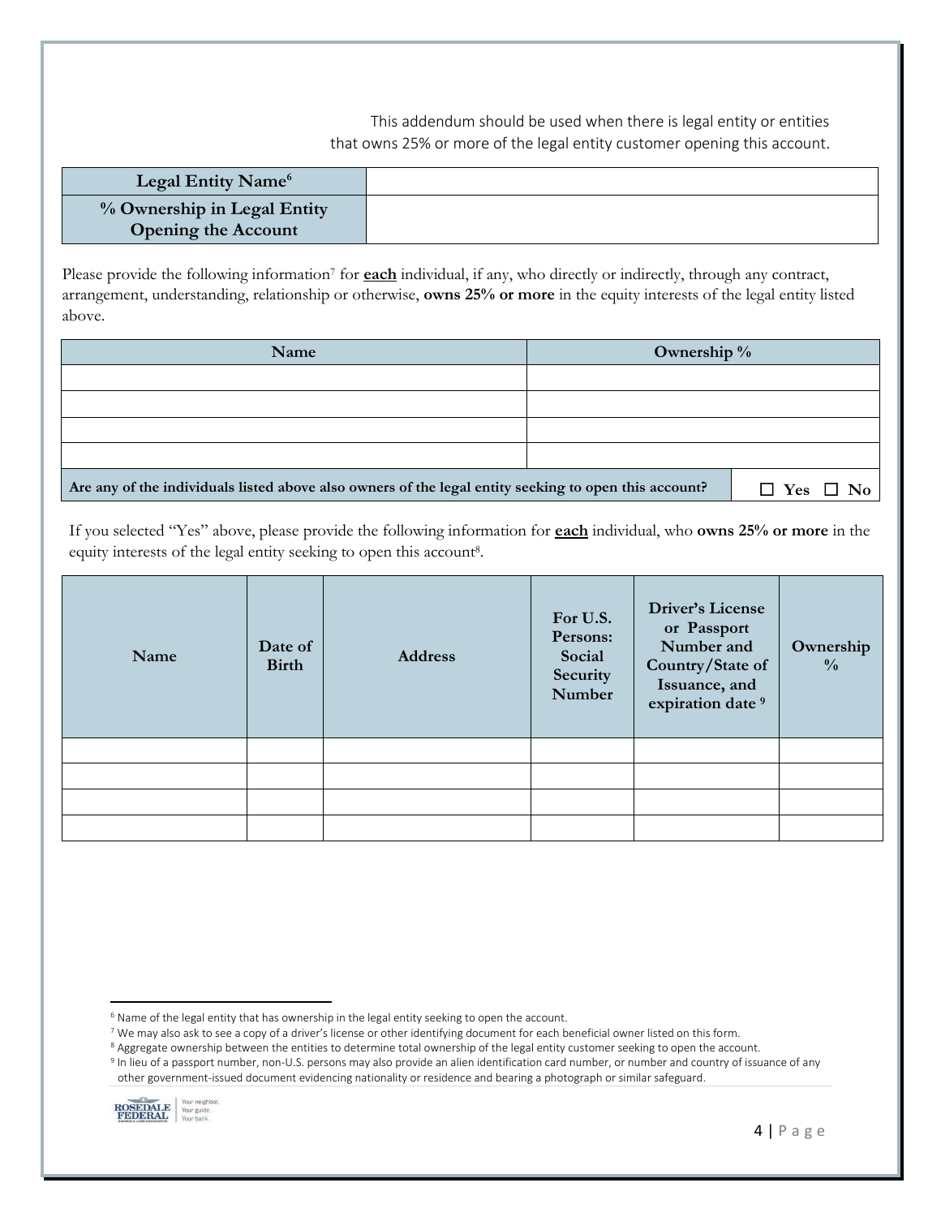This addendum should be used when there is legal entity or entities that owns 25% or more of the legal entity customer opening this account.

| | |
|---|---|
| **Legal Entity Name**[6] | |
| **% Ownership in Legal Entity Opening the Account** | |

Please provide the following information[7] for **each** individual, if any, who directly or indirectly, through any contract, arrangement, understanding, relationship or otherwise, **owns 25% or more** in the equity interests of the legal entity listed above.

| Name | Ownership % |
|---|---|
| | |
| | |
| | |
| | |
| **Are any of the individuals listed above also owners of the legal entity seeking to open this account?** | ☐ **Yes** ☐ **No** |

If you selected "Yes" above, please provide the following information for **each** individual, who **owns 25% or more** in the equity interests of the legal entity seeking to open this account[8].

| Name | Date of Birth | Address | For U.S. Persons: Social Security Number | Driver's License or Passport Number and Country/State of Issuance, and expiration date [9] | Ownership % |
|---|---|---|---|---|---|
| | | | | | |
| | | | | | |
| | | | | | |
| | | | | | |

---

[6] Name of the legal entity that has ownership in the legal entity seeking to open the account.

[7] We may also ask to see a copy of a driver's license or other identifying document for each beneficial owner listed on this form.

[8] Aggregate ownership between the entities to determine total ownership of the legal entity customer seeking to open the account.

[9] In lieu of a passport number, non-U.S. persons may also provide an alien identification card number, or number and country of issuance of any other government-issued document evidencing nationality or residence and bearing a photograph or similar safeguard.